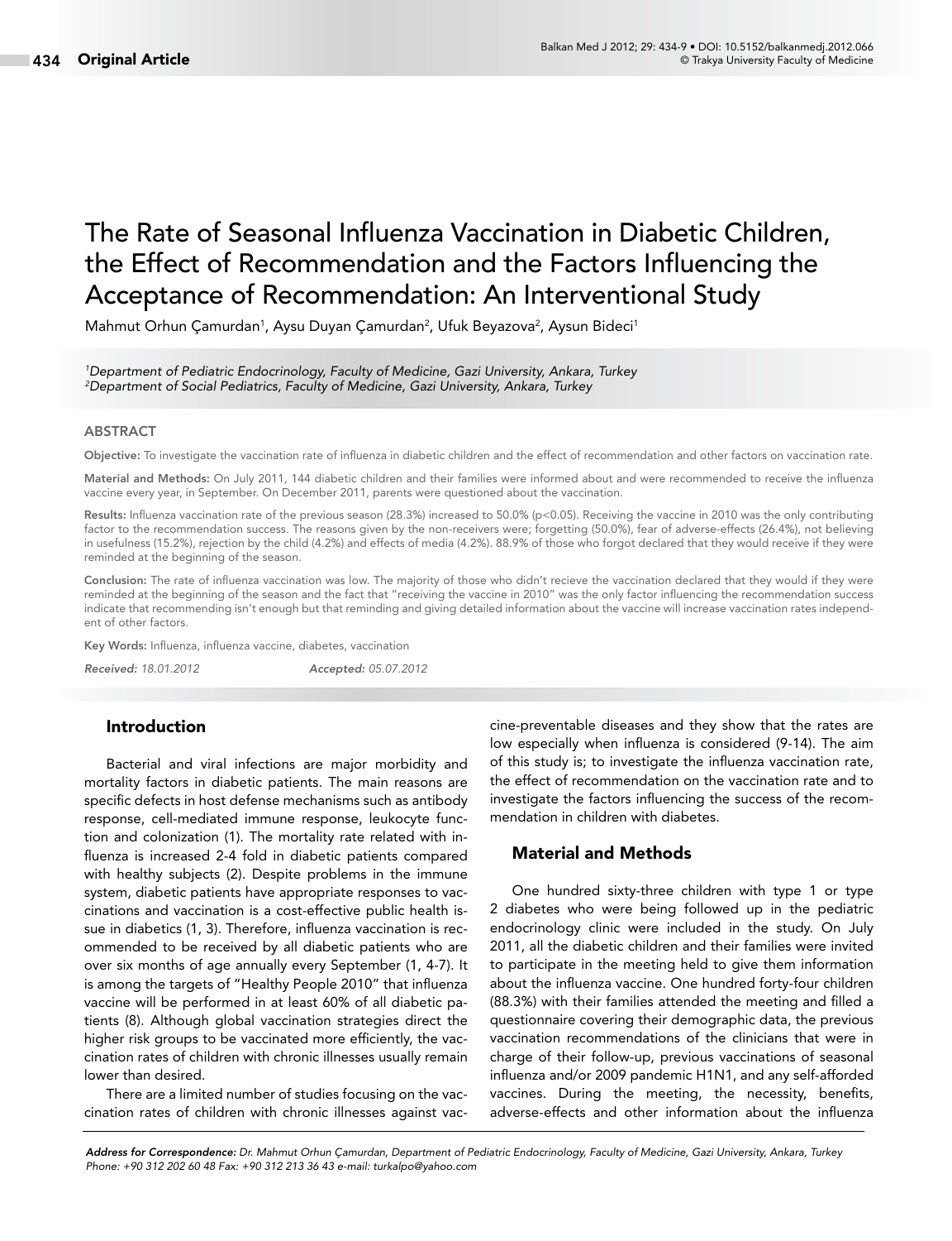Original Article

# The Rate of Seasonal Influenza Vaccination in Diabetic Children, the Effect of Recommendation and the Factors Influencing the Acceptance of Recommendation: An Interventional Study

Mahmut Orhun Çamurdan[1], Aysu Duyan Çamurdan[2], Ufuk Beyazova[2], Aysun Bideci[1]

[1]*Department of Pediatric Endocrinology, Faculty of Medicine, Gazi University, Ankara, Turkey*
[2]*Department of Social Pediatrics, Faculty of Medicine, Gazi University, Ankara, Turkey*

## ABSTRACT

**Objective:** To investigate the vaccination rate of influenza in diabetic children and the effect of recommendation and other factors on vaccination rate.

**Material and Methods:** On July 2011, 144 diabetic children and their families were informed about and were recommended to receive the influenza vaccine every year, in September. On December 2011, parents were questioned about the vaccination.

**Results:** Influenza vaccination rate of the previous season (28.3%) increased to 50.0% ($p<0.05$). Receiving the vaccine in 2010 was the only contributing factor to the recommendation success. The reasons given by the non-receivers were; forgetting (50.0%), fear of adverse-effects (26.4%), not believing in usefulness (15.2%), rejection by the child (4.2%) and effects of media (4.2%). 88.9% of those who forgot declared that they would receive if they were reminded at the beginning of the season.

**Conclusion:** The rate of influenza vaccination was low. The majority of those who didn't recieve the vaccination declared that they would if they were reminded at the beginning of the season and the fact that "receiving the vaccine in 2010" was the only factor influencing the recommendation success indicate that recommending isn't enough but that reminding and giving detailed information about the vaccine will increase vaccination rates independent of other factors.

**Key Words:** Influenza, influenza vaccine, diabetes, vaccination

*Received: 18.01.2012* *Accepted: 05.07.2012*

## Introduction

Bacterial and viral infections are major morbidity and mortality factors in diabetic patients. The main reasons are specific defects in host defense mechanisms such as antibody response, cell-mediated immune response, leukocyte function and colonization (1). The mortality rate related with influenza is increased 2-4 fold in diabetic patients compared with healthy subjects (2). Despite problems in the immune system, diabetic patients have appropriate responses to vaccinations and vaccination is a cost-effective public health issue in diabetics (1, 3). Therefore, influenza vaccination is recommended to be received by all diabetic patients who are over six months of age annually every September (1, 4-7). It is among the targets of "Healthy People 2010" that influenza vaccine will be performed in at least 60% of all diabetic patients (8). Although global vaccination strategies direct the higher risk groups to be vaccinated more efficiently, the vaccination rates of children with chronic illnesses usually remain lower than desired.

There are a limited number of studies focusing on the vaccination rates of children with chronic illnesses against vaccine-preventable diseases and they show that the rates are low especially when influenza is considered (9-14). The aim of this study is; to investigate the influenza vaccination rate, the effect of recommendation on the vaccination rate and to investigate the factors influencing the success of the recommendation in children with diabetes.

## Material and Methods

One hundred sixty-three children with type 1 or type 2 diabetes who were being followed up in the pediatric endocrinology clinic were included in the study. On July 2011, all the diabetic children and their families were invited to participate in the meeting held to give them information about the influenza vaccine. One hundred forty-four children (88.3%) with their families attended the meeting and filled a questionnaire covering their demographic data, the previous vaccination recommendations of the clinicians that were in charge of their follow-up, previous vaccinations of seasonal influenza and/or 2009 pandemic H1N1, and any self-afforded vaccines. During the meeting, the necessity, benefits, adverse-effects and other information about the influenza

*Address for Correspondence: Dr. Mahmut Orhun Çamurdan, Department of Pediatric Endocrinology, Faculty of Medicine, Gazi University, Ankara, Turkey Phone: +90 312 202 60 48 Fax: +90 312 213 36 43 e-mail: turkalpo@yahoo.com*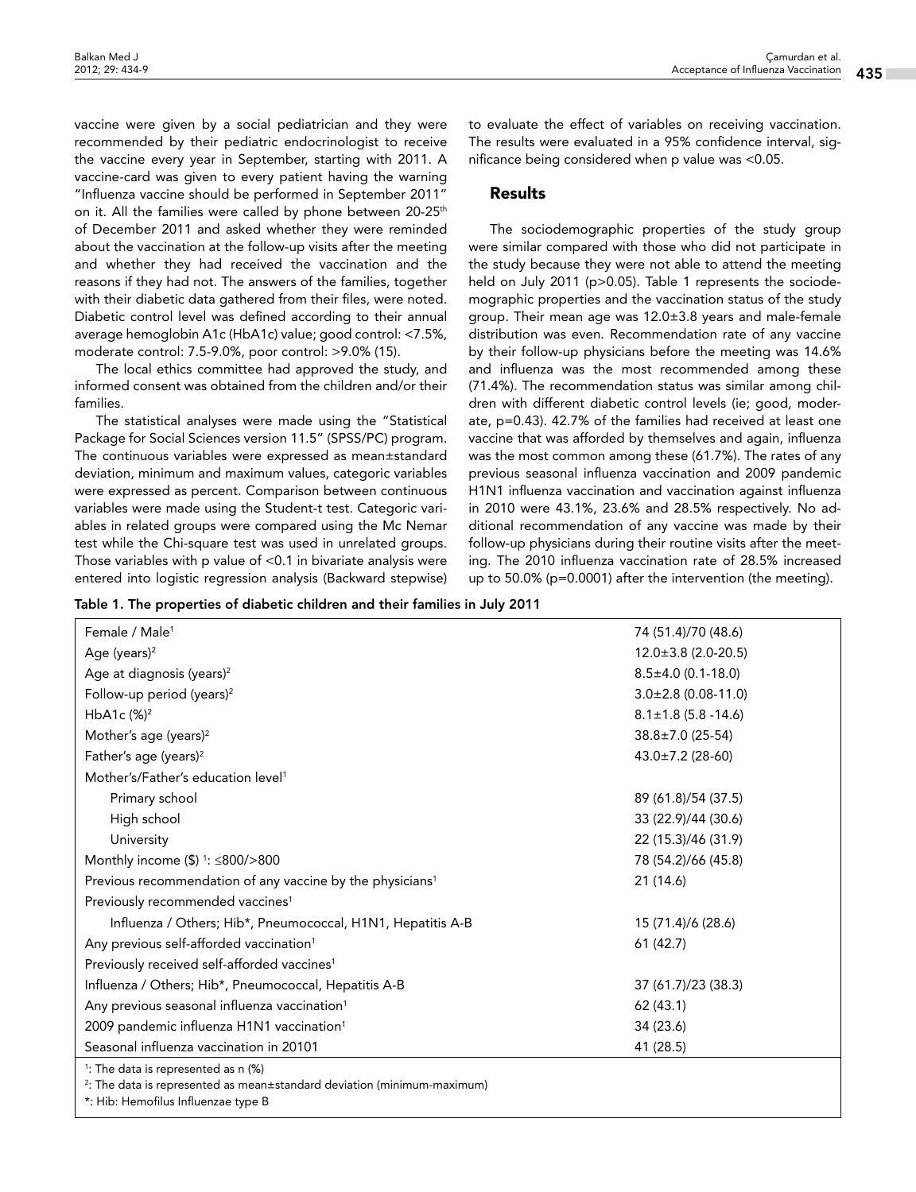vaccine were given by a social pediatrician and they were recommended by their pediatric endocrinologist to receive the vaccine every year in September, starting with 2011. A vaccine-card was given to every patient having the warning "Influenza vaccine should be performed in September 2011" on it. All the families were called by phone between 20-25th of December 2011 and asked whether they were reminded about the vaccination at the follow-up visits after the meeting and whether they had received the vaccination and the reasons if they had not. The answers of the families, together with their diabetic data gathered from their files, were noted. Diabetic control level was defined according to their annual average hemoglobin A1c (HbA1c) value; good control: <7.5%, moderate control: 7.5-9.0%, poor control: >9.0% (15).

The local ethics committee had approved the study, and informed consent was obtained from the children and/or their families.

The statistical analyses were made using the "Statistical Package for Social Sciences version 11.5" (SPSS/PC) program. The continuous variables were expressed as mean±standard deviation, minimum and maximum values, categoric variables were expressed as percent. Comparison between continuous variables were made using the Student-t test. Categoric variables in related groups were compared using the Mc Nemar test while the Chi-square test was used in unrelated groups. Those variables with p value of <0.1 in bivariate analysis were entered into logistic regression analysis (Backward stepwise) to evaluate the effect of variables on receiving vaccination. The results were evaluated in a 95% confidence interval, significance being considered when p value was <0.05.

## Results

The sociodemographic properties of the study group were similar compared with those who did not participate in the study because they were not able to attend the meeting held on July 2011 (p>0.05). Table 1 represents the sociodemographic properties and the vaccination status of the study group. Their mean age was 12.0±3.8 years and male-female distribution was even. Recommendation rate of any vaccine by their follow-up physicians before the meeting was 14.6% and influenza was the most recommended among these (71.4%). The recommendation status was similar among children with different diabetic control levels (ie; good, moderate, p=0.43). 42.7% of the families had received at least one vaccine that was afforded by themselves and again, influenza was the most common among these (61.7%). The rates of any previous seasonal influenza vaccination and 2009 pandemic H1N1 influenza vaccination and vaccination against influenza in 2010 were 43.1%, 23.6% and 28.5% respectively. No additional recommendation of any vaccine was made by their follow-up physicians during their routine visits after the meeting. The 2010 influenza vaccination rate of 28.5% increased up to 50.0% (p=0.0001) after the intervention (the meeting).

**Table 1. The properties of diabetic children and their families in July 2011**

| | |
|---|---|
| Female / Male[1] | 74 (51.4)/70 (48.6) |
| Age (years)[2] | 12.0±3.8 (2.0-20.5) |
| Age at diagnosis (years)[2] | 8.5±4.0 (0.1-18.0) |
| Follow-up period (years)[2] | 3.0±2.8 (0.08-11.0) |
| HbA1c (%)[2] | 8.1±1.8 (5.8 -14.6) |
| Mother's age (years)[2] | 38.8±7.0 (25-54) |
| Father's age (years)[2] | 43.0±7.2 (28-60) |
| Mother's/Father's education level[1] | |
| Primary school | 89 (61.8)/54 (37.5) |
| High school | 33 (22.9)/44 (30.6) |
| University | 22 (15.3)/46 (31.9) |
| Monthly income ($) [1]: ≤800/>800 | 78 (54.2)/66 (45.8) |
| Previous recommendation of any vaccine by the physicians[1] | 21 (14.6) |
| Previously recommended vaccines[1] | |
| Influenza / Others; Hib*, Pneumococcal, H1N1, Hepatitis A-B | 15 (71.4)/6 (28.6) |
| Any previous self-afforded vaccination[1] | 61 (42.7) |
| Previously received self-afforded vaccines[1] | |
| Influenza / Others; Hib*, Pneumococcal, Hepatitis A-B | 37 (61.7)/23 (38.3) |
| Any previous seasonal influenza vaccination[1] | 62 (43.1) |
| 2009 pandemic influenza H1N1 vaccination[1] | 34 (23.6) |
| Seasonal influenza vaccination in 20101 | 41 (28.5) |

[1]: The data is represented as n (%)
[2]: The data is represented as mean±standard deviation (minimum-maximum)
*: Hib: Hemofilus Influenzae type B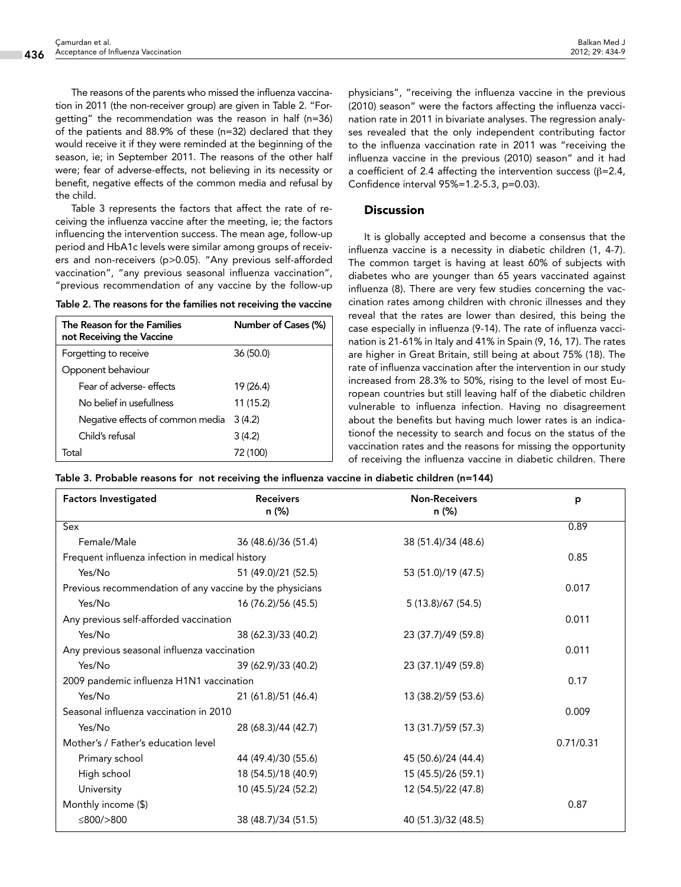The reasons of the parents who missed the influenza vaccination in 2011 (the non-receiver group) are given in Table 2. "Forgetting" the recommendation was the reason in half (n=36) of the patients and 88.9% of these (n=32) declared that they would receive it if they were reminded at the beginning of the season, ie; in September 2011. The reasons of the other half were; fear of adverse-effects, not believing in its necessity or benefit, negative effects of the common media and refusal by the child.

Table 3 represents the factors that affect the rate of receiving the influenza vaccine after the meeting, ie; the factors influencing the intervention success. The mean age, follow-up period and HbA1c levels were similar among groups of receivers and non-receivers (p>0.05). "Any previous self-afforded vaccination", "any previous seasonal influenza vaccination", "previous recommendation of any vaccine by the follow-up physicians", "receiving the influenza vaccine in the previous (2010) season" were the factors affecting the influenza vaccination rate in 2011 in bivariate analyses. The regression analyses revealed that the only independent contributing factor to the influenza vaccination rate in 2011 was "receiving the influenza vaccine in the previous (2010) season" and it had a coefficient of 2.4 affecting the intervention success ($\beta$=2.4, Confidence interval 95%=1.2-5.3, p=0.03).

**Table 2. The reasons for the families not receiving the vaccine**

| The Reason for the Families not Receiving the Vaccine | Number of Cases (%) |
|---|---|
| Forgetting to receive | 36 (50.0) |
| Opponent behaviour | |
| Fear of adverse- effects | 19 (26.4) |
| No belief in usefullness | 11 (15.2) |
| Negative effects of common media | 3 (4.2) |
| Child's refusal | 3 (4.2) |
| Total | 72 (100) |

## Discussion

It is globally accepted and become a consensus that the influenza vaccine is a necessity in diabetic children (1, 4-7). The common target is having at least 60% of subjects with diabetes who are younger than 65 years vaccinated against influenza (8). There are very few studies concerning the vaccination rates among children with chronic illnesses and they reveal that the rates are lower than desired, this being the case especially in influenza (9-14). The rate of influenza vaccination is 21-61% in Italy and 41% in Spain (9, 16, 17). The rates are higher in Great Britain, still being at about 75% (18). The rate of influenza vaccination after the intervention in our study increased from 28.3% to 50%, rising to the level of most European countries but still leaving half of the diabetic children vulnerable to influenza infection. Having no disagreement about the benefits but having much lower rates is an indication of the necessity to search and focus on the status of the vaccination rates and the reasons for missing the opportunity of receiving the influenza vaccine in diabetic children. There

**Table 3. Probable reasons for not receiving the influenza vaccine in diabetic children (n=144)**

| Factors Investigated | Receivers n (%) | Non-Receivers n (%) | p |
|---|---|---|---|
| Sex | | | 0.89 |
| Female/Male | 36 (48.6)/36 (51.4) | 38 (51.4)/34 (48.6) | |
| Frequent influenza infection in medical history | | | 0.85 |
| Yes/No | 51 (49.0)/21 (52.5) | 53 (51.0)/19 (47.5) | |
| Previous recommendation of any vaccine by the physicians | | | 0.017 |
| Yes/No | 16 (76.2)/56 (45.5) | 5 (13.8)/67 (54.5) | |
| Any previous self-afforded vaccination | | | 0.011 |
| Yes/No | 38 (62.3)/33 (40.2) | 23 (37.7)/49 (59.8) | |
| Any previous seasonal influenza vaccination | | | 0.011 |
| Yes/No | 39 (62.9)/33 (40.2) | 23 (37.1)/49 (59.8) | |
| 2009 pandemic influenza H1N1 vaccination | | | 0.17 |
| Yes/No | 21 (61.8)/51 (46.4) | 13 (38.2)/59 (53.6) | |
| Seasonal influenza vaccination in 2010 | | | 0.009 |
| Yes/No | 28 (68.3)/44 (42.7) | 13 (31.7)/59 (57.3) | |
| Mother's / Father's education level | | | 0.71/0.31 |
| Primary school | 44 (49.4)/30 (55.6) | 45 (50.6)/24 (44.4) | |
| High school | 18 (54.5)/18 (40.9) | 15 (45.5)/26 (59.1) | |
| University | 10 (45.5)/24 (52.2) | 12 (54.5)/22 (47.8) | |
| Monthly income ($) | | | 0.87 |
| ≤800/>800 | 38 (48.7)/34 (51.5) | 40 (51.3)/32 (48.5) | |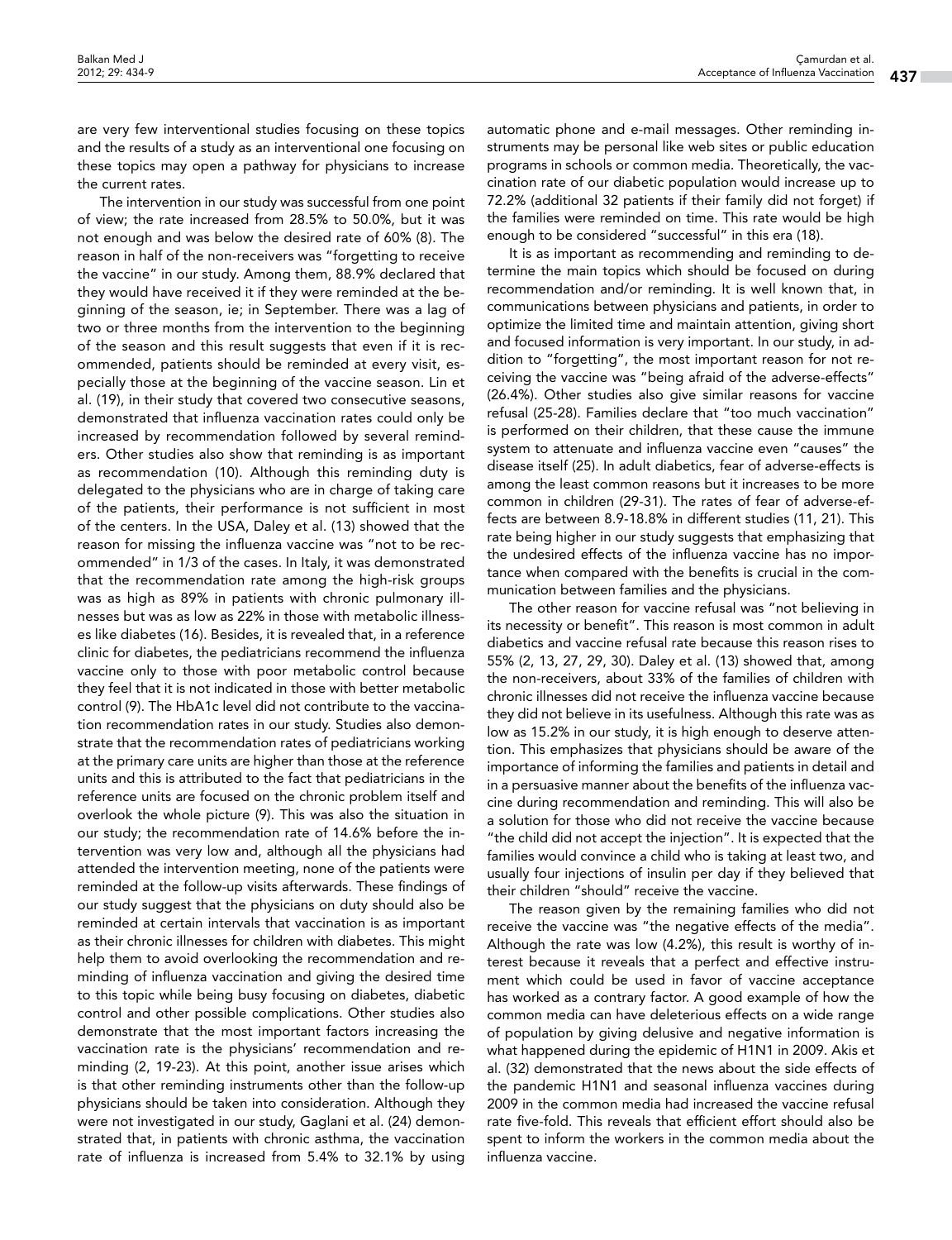are very few interventional studies focusing on these topics and the results of a study as an interventional one focusing on these topics may open a pathway for physicians to increase the current rates.

The intervention in our study was successful from one point of view; the rate increased from 28.5% to 50.0%, but it was not enough and was below the desired rate of 60% (8). The reason in half of the non-receivers was "forgetting to receive the vaccine" in our study. Among them, 88.9% declared that they would have received it if they were reminded at the beginning of the season, ie; in September. There was a lag of two or three months from the intervention to the beginning of the season and this result suggests that even if it is recommended, patients should be reminded at every visit, especially those at the beginning of the vaccine season. Lin et al. (19), in their study that covered two consecutive seasons, demonstrated that influenza vaccination rates could only be increased by recommendation followed by several reminders. Other studies also show that reminding is as important as recommendation (10). Although this reminding duty is delegated to the physicians who are in charge of taking care of the patients, their performance is not sufficient in most of the centers. In the USA, Daley et al. (13) showed that the reason for missing the influenza vaccine was "not to be recommended" in 1/3 of the cases. In Italy, it was demonstrated that the recommendation rate among the high-risk groups was as high as 89% in patients with chronic pulmonary illnesses but was as low as 22% in those with metabolic illnesses like diabetes (16). Besides, it is revealed that, in a reference clinic for diabetes, the pediatricians recommend the influenza vaccine only to those with poor metabolic control because they feel that it is not indicated in those with better metabolic control (9). The HbA1c level did not contribute to the vaccination recommendation rates in our study. Studies also demonstrate that the recommendation rates of pediatricians working at the primary care units are higher than those at the reference units and this is attributed to the fact that pediatricians in the reference units are focused on the chronic problem itself and overlook the whole picture (9). This was also the situation in our study; the recommendation rate of 14.6% before the intervention was very low and, although all the physicians had attended the intervention meeting, none of the patients were reminded at the follow-up visits afterwards. These findings of our study suggest that the physicians on duty should also be reminded at certain intervals that vaccination is as important as their chronic illnesses for children with diabetes. This might help them to avoid overlooking the recommendation and reminding of influenza vaccination and giving the desired time to this topic while being busy focusing on diabetes, diabetic control and other possible complications. Other studies also demonstrate that the most important factors increasing the vaccination rate is the physicians' recommendation and reminding (2, 19-23). At this point, another issue arises which is that other reminding instruments other than the follow-up physicians should be taken into consideration. Although they were not investigated in our study, Gaglani et al. (24) demonstrated that, in patients with chronic asthma, the vaccination rate of influenza is increased from 5.4% to 32.1% by using automatic phone and e-mail messages. Other reminding instruments may be personal like web sites or public education programs in schools or common media. Theoretically, the vaccination rate of our diabetic population would increase up to 72.2% (additional 32 patients if their family did not forget) if the families were reminded on time. This rate would be high enough to be considered "successful" in this era (18).

It is as important as recommending and reminding to determine the main topics which should be focused on during recommendation and/or reminding. It is well known that, in communications between physicians and patients, in order to optimize the limited time and maintain attention, giving short and focused information is very important. In our study, in addition to "forgetting", the most important reason for not receiving the vaccine was "being afraid of the adverse-effects" (26.4%). Other studies also give similar reasons for vaccine refusal (25-28). Families declare that "too much vaccination" is performed on their children, that these cause the immune system to attenuate and influenza vaccine even "causes" the disease itself (25). In adult diabetics, fear of adverse-effects is among the least common reasons but it increases to be more common in children (29-31). The rates of fear of adverse-effects are between 8.9-18.8% in different studies (11, 21). This rate being higher in our study suggests that emphasizing that the undesired effects of the influenza vaccine has no importance when compared with the benefits is crucial in the communication between families and the physicians.

The other reason for vaccine refusal was "not believing in its necessity or benefit". This reason is most common in adult diabetics and vaccine refusal rate because this reason rises to 55% (2, 13, 27, 29, 30). Daley et al. (13) showed that, among the non-receivers, about 33% of the families of children with chronic illnesses did not receive the influenza vaccine because they did not believe in its usefulness. Although this rate was as low as 15.2% in our study, it is high enough to deserve attention. This emphasizes that physicians should be aware of the importance of informing the families and patients in detail and in a persuasive manner about the benefits of the influenza vaccine during recommendation and reminding. This will also be a solution for those who did not receive the vaccine because "the child did not accept the injection". It is expected that the families would convince a child who is taking at least two, and usually four injections of insulin per day if they believed that their children "should" receive the vaccine.

The reason given by the remaining families who did not receive the vaccine was "the negative effects of the media". Although the rate was low (4.2%), this result is worthy of interest because it reveals that a perfect and effective instrument which could be used in favor of vaccine acceptance has worked as a contrary factor. A good example of how the common media can have deleterious effects on a wide range of population by giving delusive and negative information is what happened during the epidemic of H1N1 in 2009. Akis et al. (32) demonstrated that the news about the side effects of the pandemic H1N1 and seasonal influenza vaccines during 2009 in the common media had increased the vaccine refusal rate five-fold. This reveals that efficient effort should also be spent to inform the workers in the common media about the influenza vaccine.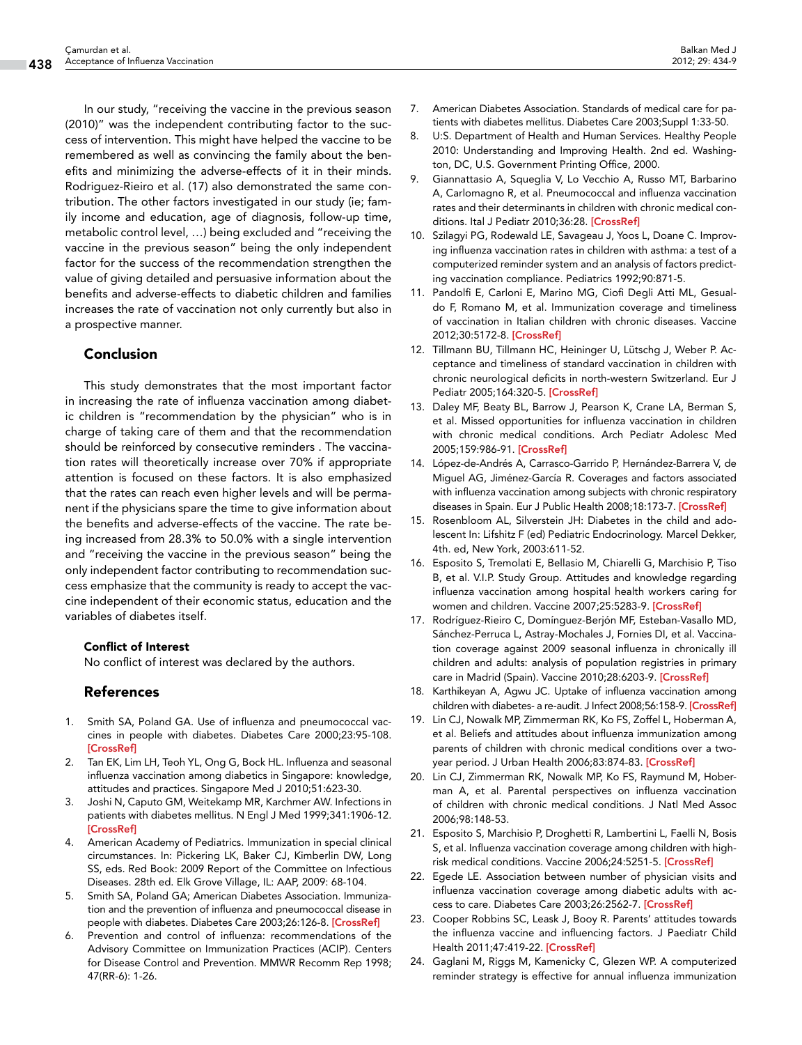In our study, "receiving the vaccine in the previous season (2010)" was the independent contributing factor to the success of intervention. This might have helped the vaccine to be remembered as well as convincing the family about the benefits and minimizing the adverse-effects of it in their minds. Rodriguez-Rieiro et al. (17) also demonstrated the same contribution. The other factors investigated in our study (ie; family income and education, age of diagnosis, follow-up time, metabolic control level, …) being excluded and "receiving the vaccine in the previous season" being the only independent factor for the success of the recommendation strengthen the value of giving detailed and persuasive information about the benefits and adverse-effects to diabetic children and families increases the rate of vaccination not only currently but also in a prospective manner.

## Conclusion

This study demonstrates that the most important factor in increasing the rate of influenza vaccination among diabetic children is "recommendation by the physician" who is in charge of taking care of them and that the recommendation should be reinforced by consecutive reminders . The vaccination rates will theoretically increase over 70% if appropriate attention is focused on these factors. It is also emphasized that the rates can reach even higher levels and will be permanent if the physicians spare the time to give information about the benefits and adverse-effects of the vaccine. The rate being increased from 28.3% to 50.0% with a single intervention and "receiving the vaccine in the previous season" being the only independent factor contributing to recommendation success emphasize that the community is ready to accept the vaccine independent of their economic status, education and the variables of diabetes itself.

### Conflict of Interest

No conflict of interest was declared by the authors.

## References

1. Smith SA, Poland GA. Use of influenza and pneumococcal vaccines in people with diabetes. Diabetes Care 2000;23:95-108. [CrossRef]
2. Tan EK, Lim LH, Teoh YL, Ong G, Bock HL. Influenza and seasonal influenza vaccination among diabetics in Singapore: knowledge, attitudes and practices. Singapore Med J 2010;51:623-30.
3. Joshi N, Caputo GM, Weitekamp MR, Karchmer AW. Infections in patients with diabetes mellitus. N Engl J Med 1999;341:1906-12. [CrossRef]
4. American Academy of Pediatrics. Immunization in special clinical circumstances. In: Pickering LK, Baker CJ, Kimberlin DW, Long SS, eds. Red Book: 2009 Report of the Committee on Infectious Diseases. 28th ed. Elk Grove Village, IL: AAP, 2009: 68-104.
5. Smith SA, Poland GA; American Diabetes Association. Immunization and the prevention of influenza and pneumococcal disease in people with diabetes. Diabetes Care 2003;26:126-8. [CrossRef]
6. Prevention and control of influenza: recommendations of the Advisory Committee on Immunization Practices (ACIP). Centers for Disease Control and Prevention. MMWR Recomm Rep 1998; 47(RR-6): 1-26.
7. American Diabetes Association. Standards of medical care for patients with diabetes mellitus. Diabetes Care 2003;Suppl 1:33-50.
8. U:S. Department of Health and Human Services. Healthy People 2010: Understanding and Improving Health. 2nd ed. Washington, DC, U.S. Government Printing Office, 2000.
9. Giannattasio A, Squeglia V, Lo Vecchio A, Russo MT, Barbarino A, Carlomagno R, et al. Pneumococcal and influenza vaccination rates and their determinants in children with chronic medical conditions. Ital J Pediatr 2010;36:28. [CrossRef]
10. Szilagyi PG, Rodewald LE, Savageau J, Yoos L, Doane C. Improving influenza vaccination rates in children with asthma: a test of a computerized reminder system and an analysis of factors predicting vaccination compliance. Pediatrics 1992;90:871-5.
11. Pandolfi E, Carloni E, Marino MG, Ciofi Degli Atti ML, Gesualdo F, Romano M, et al. Immunization coverage and timeliness of vaccination in Italian children with chronic diseases. Vaccine 2012;30:5172-8. [CrossRef]
12. Tillmann BU, Tillmann HC, Heininger U, Lütschg J, Weber P. Acceptance and timeliness of standard vaccination in children with chronic neurological deficits in north-western Switzerland. Eur J Pediatr 2005;164:320-5. [CrossRef]
13. Daley MF, Beaty BL, Barrow J, Pearson K, Crane LA, Berman S, et al. Missed opportunities for influenza vaccination in children with chronic medical conditions. Arch Pediatr Adolesc Med 2005;159:986-91. [CrossRef]
14. López-de-Andrés A, Carrasco-Garrido P, Hernández-Barrera V, de Miguel AG, Jiménez-García R. Coverages and factors associated with influenza vaccination among subjects with chronic respiratory diseases in Spain. Eur J Public Health 2008;18:173-7. [CrossRef]
15. Rosenbloom AL, Silverstein JH: Diabetes in the child and adolescent In: Lifshitz F (ed) Pediatric Endocrinology. Marcel Dekker, 4th. ed, New York, 2003:611-52.
16. Esposito S, Tremolati E, Bellasio M, Chiarelli G, Marchisio P, Tiso B, et al. V.I.P. Study Group. Attitudes and knowledge regarding influenza vaccination among hospital health workers caring for women and children. Vaccine 2007;25:5283-9. [CrossRef]
17. Rodríguez-Rieiro C, Domínguez-Berjón MF, Esteban-Vasallo MD, Sánchez-Perruca L, Astray-Mochales J, Fornies DI, et al. Vaccination coverage against 2009 seasonal influenza in chronically ill children and adults: analysis of population registries in primary care in Madrid (Spain). Vaccine 2010;28:6203-9. [CrossRef]
18. Karthikeyan A, Agwu JC. Uptake of influenza vaccination among children with diabetes- a re-audit. J Infect 2008;56:158-9. [CrossRef]
19. Lin CJ, Nowalk MP, Zimmerman RK, Ko FS, Zoffel L, Hoberman A, et al. Beliefs and attitudes about influenza immunization among parents of children with chronic medical conditions over a two-year period. J Urban Health 2006;83:874-83. [CrossRef]
20. Lin CJ, Zimmerman RK, Nowalk MP, Ko FS, Raymund M, Hoberman A, et al. Parental perspectives on influenza vaccination of children with chronic medical conditions. J Natl Med Assoc 2006;98:148-53.
21. Esposito S, Marchisio P, Droghetti R, Lambertini L, Faelli N, Bosis S, et al. Influenza vaccination coverage among children with high-risk medical conditions. Vaccine 2006;24:5251-5. [CrossRef]
22. Egede LE. Association between number of physician visits and influenza vaccination coverage among diabetic adults with access to care. Diabetes Care 2003;26:2562-7. [CrossRef]
23. Cooper Robbins SC, Leask J, Booy R. Parents' attitudes towards the influenza vaccine and influencing factors. J Paediatr Child Health 2011;47:419-22. [CrossRef]
24. Gaglani M, Riggs M, Kamenicky C, Glezen WP. A computerized reminder strategy is effective for annual influenza immunization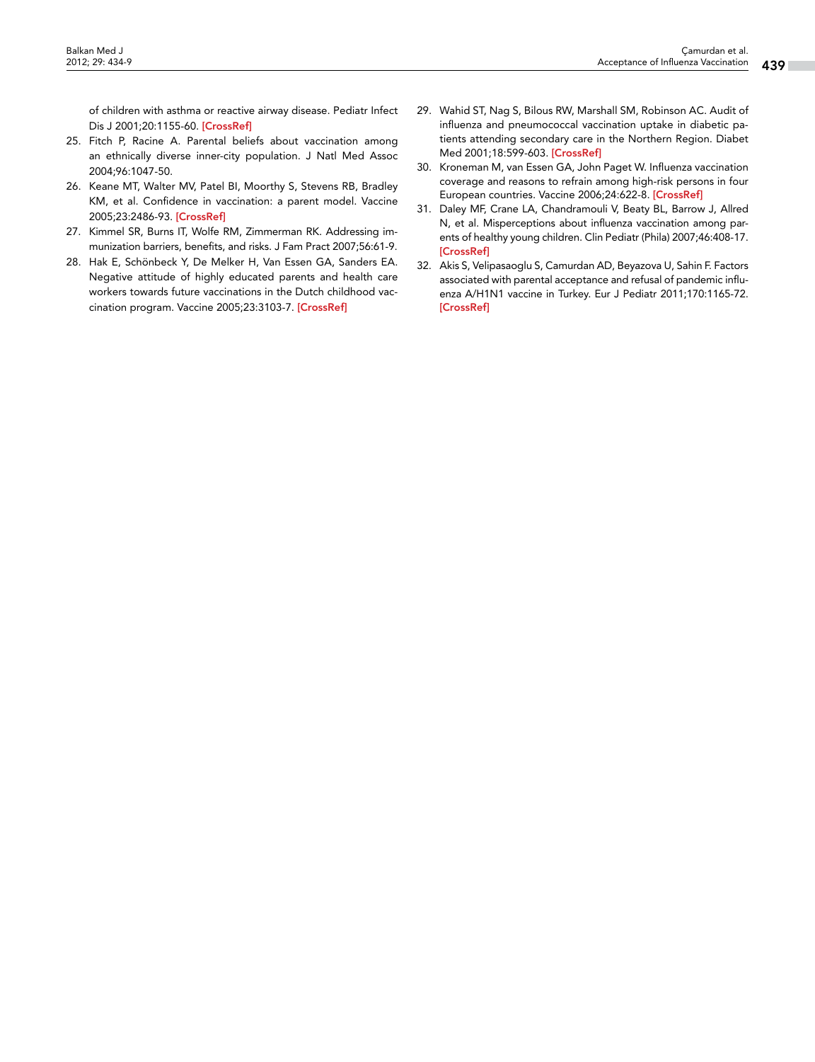of children with asthma or reactive airway disease. Pediatr Infect Dis J 2001;20:1155-60. [CrossRef]

25. Fitch P, Racine A. Parental beliefs about vaccination among an ethnically diverse inner-city population. J Natl Med Assoc 2004;96:1047-50.
26. Keane MT, Walter MV, Patel BI, Moorthy S, Stevens RB, Bradley KM, et al. Confidence in vaccination: a parent model. Vaccine 2005;23:2486-93. [CrossRef]
27. Kimmel SR, Burns IT, Wolfe RM, Zimmerman RK. Addressing immunization barriers, benefits, and risks. J Fam Pract 2007;56:61-9.
28. Hak E, Schönbeck Y, De Melker H, Van Essen GA, Sanders EA. Negative attitude of highly educated parents and health care workers towards future vaccinations in the Dutch childhood vaccination program. Vaccine 2005;23:3103-7. [CrossRef]
29. Wahid ST, Nag S, Bilous RW, Marshall SM, Robinson AC. Audit of influenza and pneumococcal vaccination uptake in diabetic patients attending secondary care in the Northern Region. Diabet Med 2001;18:599-603. [CrossRef]
30. Kroneman M, van Essen GA, John Paget W. Influenza vaccination coverage and reasons to refrain among high-risk persons in four European countries. Vaccine 2006;24:622-8. [CrossRef]
31. Daley MF, Crane LA, Chandramouli V, Beaty BL, Barrow J, Allred N, et al. Misperceptions about influenza vaccination among parents of healthy young children. Clin Pediatr (Phila) 2007;46:408-17. [CrossRef]
32. Akis S, Velipasaoglu S, Camurdan AD, Beyazova U, Sahin F. Factors associated with parental acceptance and refusal of pandemic influenza A/H1N1 vaccine in Turkey. Eur J Pediatr 2011;170:1165-72. [CrossRef]